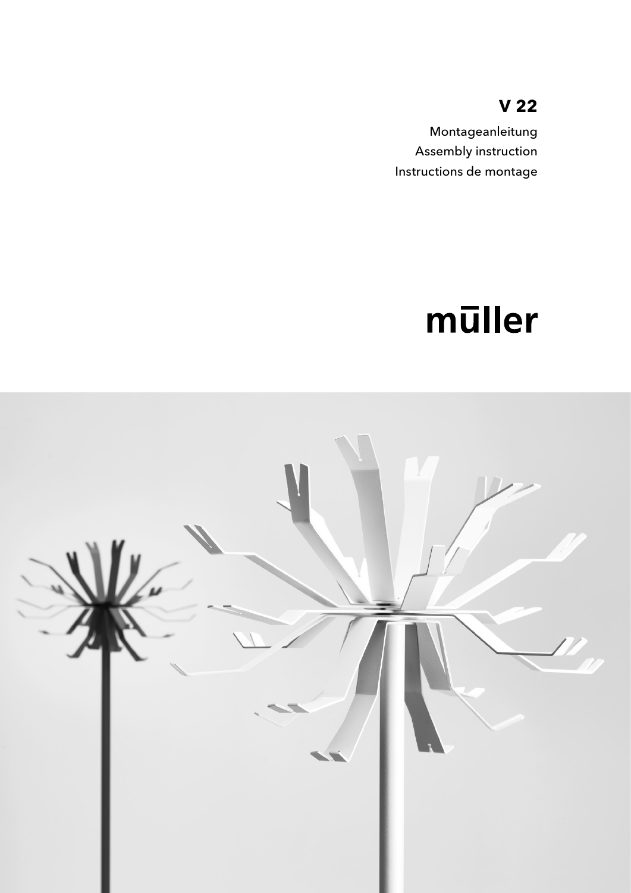# V 22

Montageanleitung
Assembly instruction
Instructions de montage

müller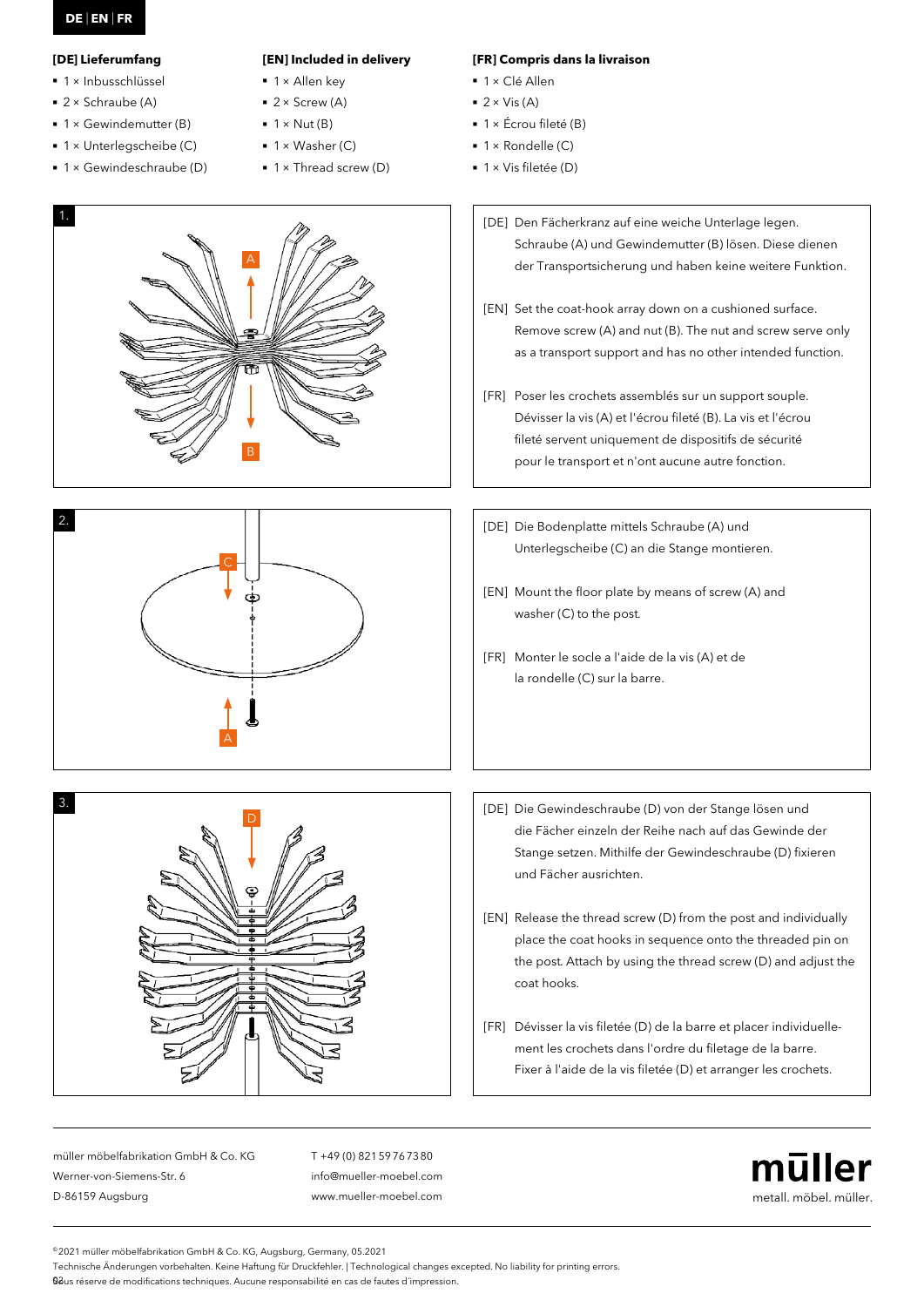DE | EN | FR

**[DE] Lieferumfang**

- 1 × Inbusschlüssel
- 2 × Schraube (A)
- 1 × Gewindemutter (B)
- 1 × Unterlegscheibe (C)
- 1 × Gewindeschraube (D)

**[EN] Included in delivery**

- 1 × Allen key
- 2 × Screw (A)
- 1 × Nut (B)
- 1 × Washer (C)
- 1 × Thread screw (D)

**[FR] Compris dans la livraison**

- 1 × Clé Allen
- 2 × Vis (A)
- 1 × Écrou fileté (B)
- 1 × Rondelle (C)
- 1 × Vis filetée (D)

1.

A

B

[DE] Den Fächerkranz auf eine weiche Unterlage legen. Schraube (A) und Gewindemutter (B) lösen. Diese dienen der Transportsicherung und haben keine weitere Funktion.

[EN] Set the coat-hook array down on a cushioned surface. Remove screw (A) and nut (B). The nut and screw serve only as a transport support and has no other intended function.

[FR] Poser les crochets assemblés sur un support souple. Dévisser la vis (A) et l'écrou fileté (B). La vis et l'écrou fileté servent uniquement de dispositifs de sécurité pour le transport et n'ont aucune autre fonction.

2.

C

A

[DE] Die Bodenplatte mittels Schraube (A) und Unterlegscheibe (C) an die Stange montieren.

[EN] Mount the floor plate by means of screw (A) and washer (C) to the post.

[FR] Monter le socle a l'aide de la vis (A) et de la rondelle (C) sur la barre.

3.

D

[DE] Die Gewindeschraube (D) von der Stange lösen und die Fächer einzeln der Reihe nach auf das Gewinde der Stange setzen. Mithilfe der Gewindeschraube (D) fixieren und Fächer ausrichten.

[EN] Release the thread screw (D) from the post and individually place the coat hooks in sequence onto the threaded pin on the post. Attach by using the thread screw (D) and adjust the coat hooks.

[FR] Dévisser la vis filetée (D) de la barre et placer individuellement les crochets dans l'ordre du filetage de la barre. Fixer à l'aide de la vis filetée (D) et arranger les crochets.

müller möbelfabrikation GmbH & Co. KG
Werner-von-Siemens-Str. 6
D-86159 Augsburg

T +49 (0) 821 59 76 73 80
info@mueller-moebel.com
www.mueller-moebel.com

müller
metall. möbel. müller.

©2021 müller möbelfabrikation GmbH & Co. KG, Augsburg, Germany, 05.2021
Technische Änderungen vorbehalten. Keine Haftung für Druckfehler. | Technological changes excepted. No liability for printing errors.
Sous réserve de modifications techniques. Aucune responsabilité en cas de fautes d'impression.